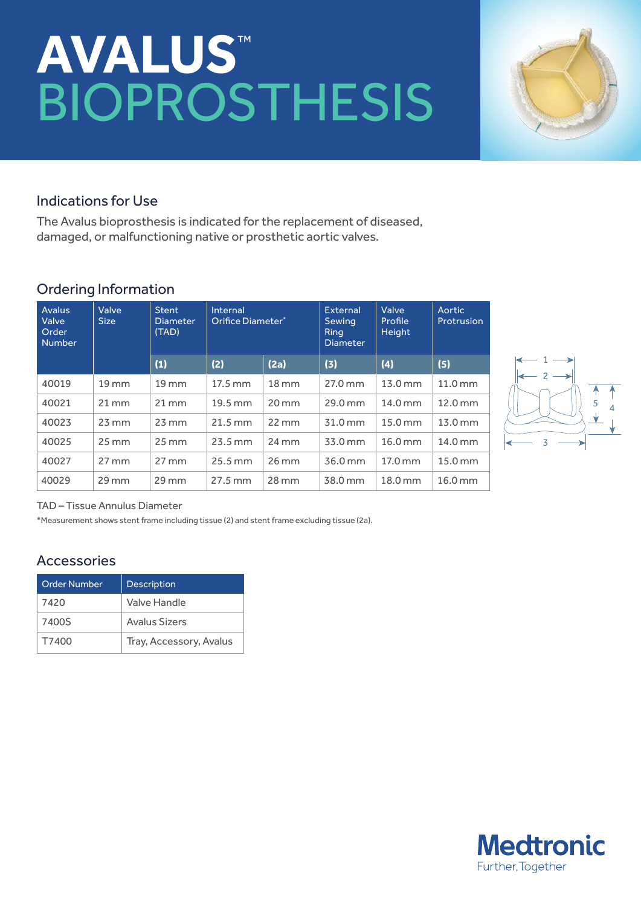# AVALUS™ BIOPROSTHESIS

## Indications for Use

The Avalus bioprosthesis is indicated for the replacement of diseased, damaged, or malfunctioning native or prosthetic aortic valves.

## Ordering Information

| Avalus Valve Order Number | Valve Size | Stent Diameter (TAD) | Internal Orifice Diameter* | | External Sewing Ring Diameter | Valve Profile Height | Aortic Protrusion |
|---|---|---|---|---|---|---|---|
| | | (1) | (2) | (2a) | (3) | (4) | (5) |
| 40019 | 19 mm | 19 mm | 17.5 mm | 18 mm | 27.0 mm | 13.0 mm | 11.0 mm |
| 40021 | 21 mm | 21 mm | 19.5 mm | 20 mm | 29.0 mm | 14.0 mm | 12.0 mm |
| 40023 | 23 mm | 23 mm | 21.5 mm | 22 mm | 31.0 mm | 15.0 mm | 13.0 mm |
| 40025 | 25 mm | 25 mm | 23.5 mm | 24 mm | 33.0 mm | 16.0 mm | 14.0 mm |
| 40027 | 27 mm | 27 mm | 25.5 mm | 26 mm | 36.0 mm | 17.0 mm | 15.0 mm |
| 40029 | 29 mm | 29 mm | 27.5 mm | 28 mm | 38.0 mm | 18.0 mm | 16.0 mm |

TAD – Tissue Annulus Diameter

*Measurement shows stent frame including tissue (2) and stent frame excluding tissue (2a).

## Accessories

| Order Number | Description |
|---|---|
| 7420 | Valve Handle |
| 7400S | Avalus Sizers |
| T7400 | Tray, Accessory, Avalus |

Medtronic
Further, Together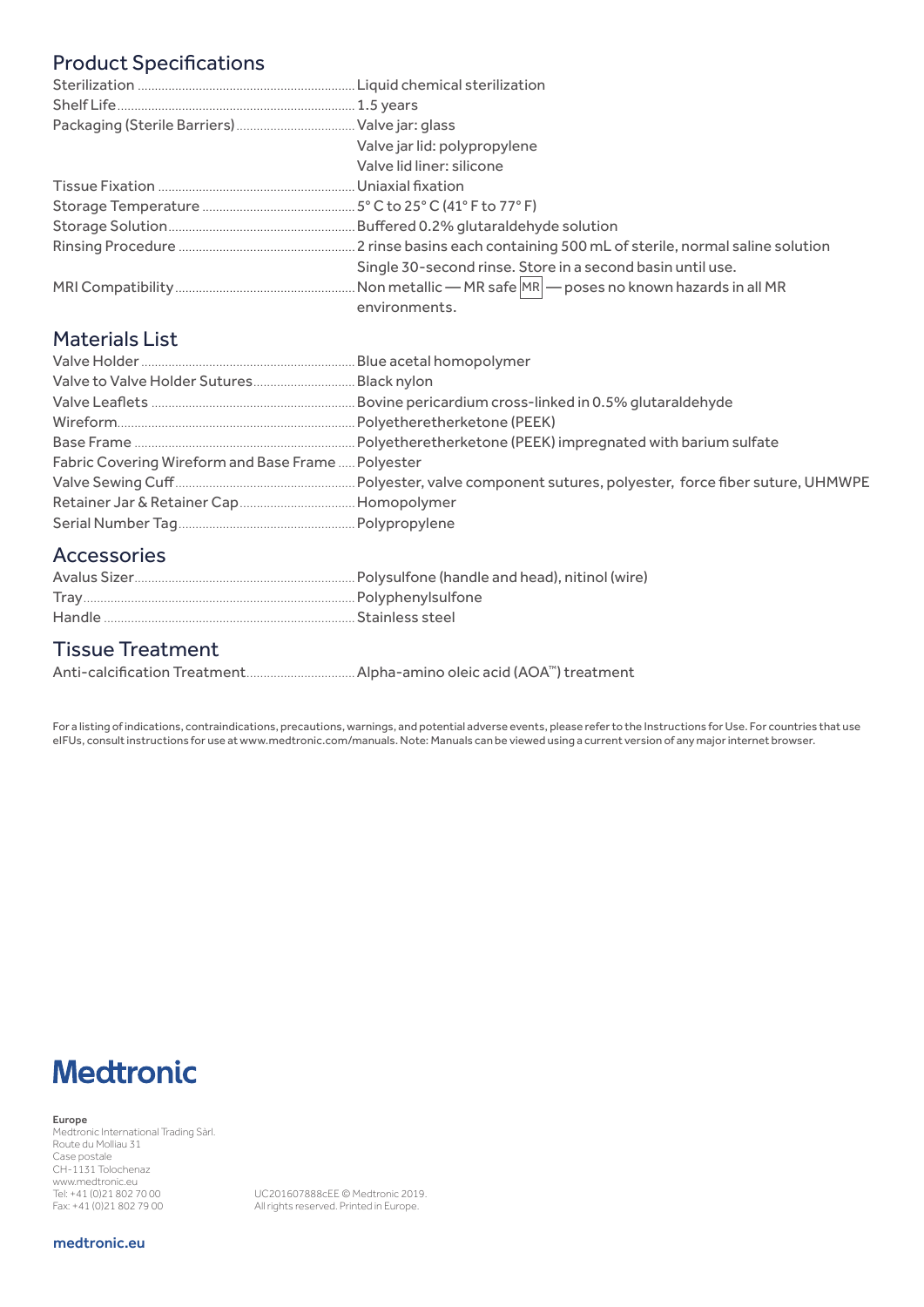## Product Specifications

| | |
|---|---|
| Sterilization | Liquid chemical sterilization |
| Shelf Life | 1.5 years |
| Packaging (Sterile Barriers) | Valve jar: glass<br>Valve jar lid: polypropylene<br>Valve lid liner: silicone |
| Tissue Fixation | Uniaxial fixation |
| Storage Temperature | 5° C to 25° C (41° F to 77° F) |
| Storage Solution | Buffered 0.2% glutaraldehyde solution |
| Rinsing Procedure | 2 rinse basins each containing 500 mL of sterile, normal saline solution<br>Single 30-second rinse. Store in a second basin until use. |
| MRI Compatibility | Non metallic — MR safe MR — poses no known hazards in all MR environments. |

## Materials List

| | |
|---|---|
| Valve Holder | Blue acetal homopolymer |
| Valve to Valve Holder Sutures | Black nylon |
| Valve Leaflets | Bovine pericardium cross-linked in 0.5% glutaraldehyde |
| Wireform | Polyetheretherketone (PEEK) |
| Base Frame | Polyetheretherketone (PEEK) impregnated with barium sulfate |
| Fabric Covering Wireform and Base Frame | Polyester |
| Valve Sewing Cuff | Polyester, valve component sutures, polyester, force fiber suture, UHMWPE |
| Retainer Jar & Retainer Cap | Homopolymer |
| Serial Number Tag | Polypropylene |

## Accessories

| | |
|---|---|
| Avalus Sizer | Polysulfone (handle and head), nitinol (wire) |
| Tray | Polyphenylsulfone |
| Handle | Stainless steel |

## Tissue Treatment

| | |
|---|---|
| Anti-calcification Treatment | Alpha-amino oleic acid (AOA™) treatment |

For a listing of indications, contraindications, precautions, warnings, and potential adverse events, please refer to the Instructions for Use. For countries that use eIFUs, consult instructions for use at www.medtronic.com/manuals. Note: Manuals can be viewed using a current version of any major internet browser.

**Medtronic**

**Europe**
Medtronic International Trading Sàrl.
Route du Molliau 31
Case postale
CH-1131 Tolochenaz
www.medtronic.eu
Tel: +41 (0)21 802 70 00
Fax: +41 (0)21 802 79 00

UC201607888cEE © Medtronic 2019.
All rights reserved. Printed in Europe.

**medtronic.eu**